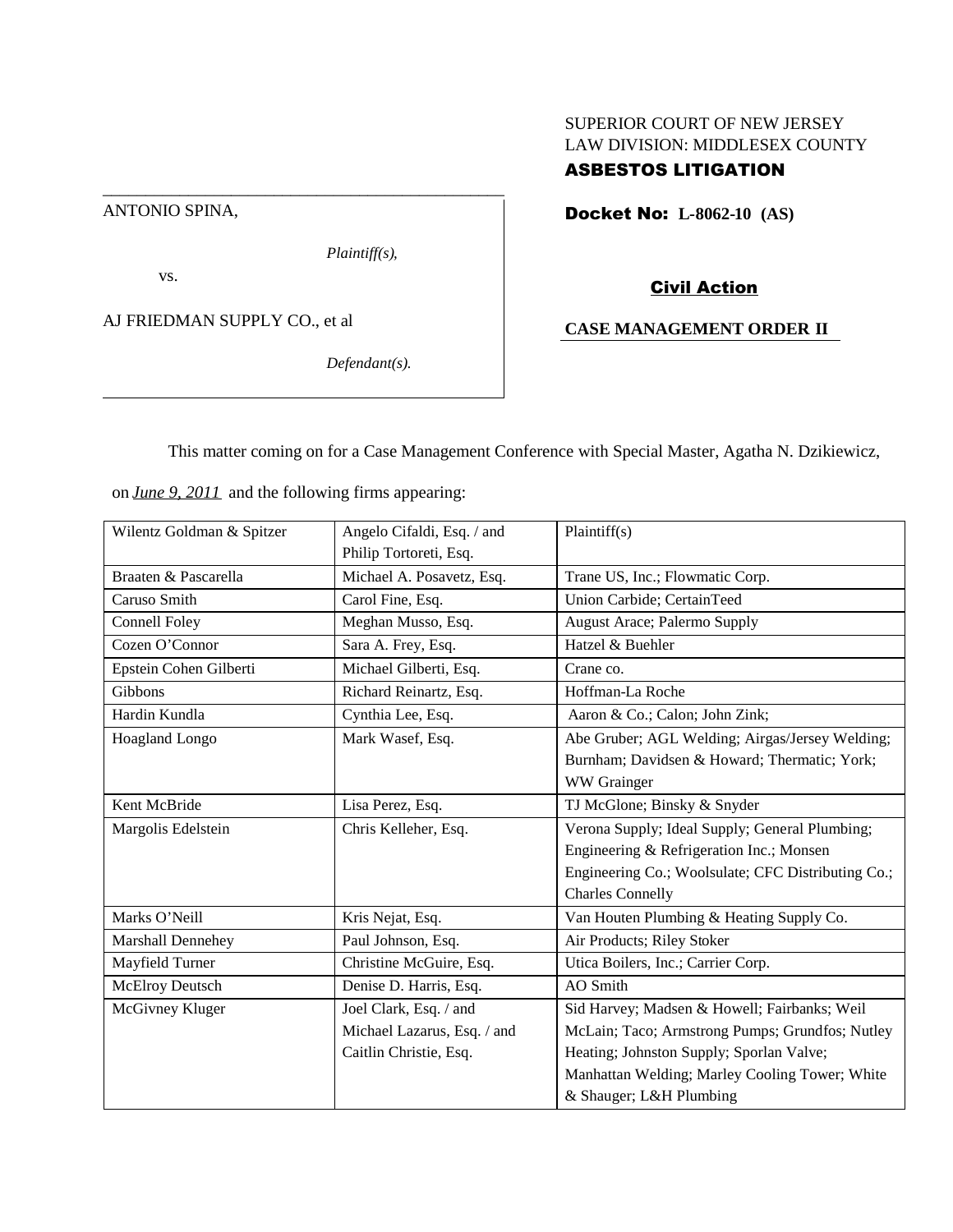SUPERIOR COURT OF NEW JERSEY
LAW DIVISION: MIDDLESEX COUNTY
**ASBESTOS LITIGATION**

ANTONIO SPINA,

*Plaintiff(s),*

vs.

AJ FRIEDMAN SUPPLY CO., et al

*Defendant(s).*

**Docket No: L-8062-10 (AS)**

**Civil Action**

**CASE MANAGEMENT ORDER II**

This matter coming on for a Case Management Conference with Special Master, Agatha N. Dzikiewicz, on *June 9, 2011* and the following firms appearing:

| | | |
|---|---|---|
| Wilentz Goldman & Spitzer | Angelo Cifaldi, Esq. / and Philip Tortoreti, Esq. | Plaintiff(s) |
| Braaten & Pascarella | Michael A. Posavetz, Esq. | Trane US, Inc.; Flowmatic Corp. |
| Caruso Smith | Carol Fine, Esq. | Union Carbide; CertainTeed |
| Connell Foley | Meghan Musso, Esq. | August Arace; Palermo Supply |
| Cozen O'Connor | Sara A. Frey, Esq. | Hatzel & Buehler |
| Epstein Cohen Gilberti | Michael Gilberti, Esq. | Crane co. |
| Gibbons | Richard Reinartz, Esq. | Hoffman-La Roche |
| Hardin Kundla | Cynthia Lee, Esq. | Aaron & Co.; Calon; John Zink; |
| Hoagland Longo | Mark Wasef, Esq. | Abe Gruber; AGL Welding; Airgas/Jersey Welding; Burnham; Davidsen & Howard; Thermatic; York; WW Grainger |
| Kent McBride | Lisa Perez, Esq. | TJ McGlone; Binsky & Snyder |
| Margolis Edelstein | Chris Kelleher, Esq. | Verona Supply; Ideal Supply; General Plumbing; Engineering & Refrigeration Inc.; Monsen Engineering Co.; Woolsulate; CFC Distributing Co.; Charles Connelly |
| Marks O'Neill | Kris Nejat, Esq. | Van Houten Plumbing & Heating Supply Co. |
| Marshall Dennehey | Paul Johnson, Esq. | Air Products; Riley Stoker |
| Mayfield Turner | Christine McGuire, Esq. | Utica Boilers, Inc.; Carrier Corp. |
| McElroy Deutsch | Denise D. Harris, Esq. | AO Smith |
| McGivney Kluger | Joel Clark, Esq. / and Michael Lazarus, Esq. / and Caitlin Christie, Esq. | Sid Harvey; Madsen & Howell; Fairbanks; Weil McLain; Taco; Armstrong Pumps; Grundfos; Nutley Heating; Johnston Supply; Sporlan Valve; Manhattan Welding; Marley Cooling Tower; White & Shauger; L&H Plumbing |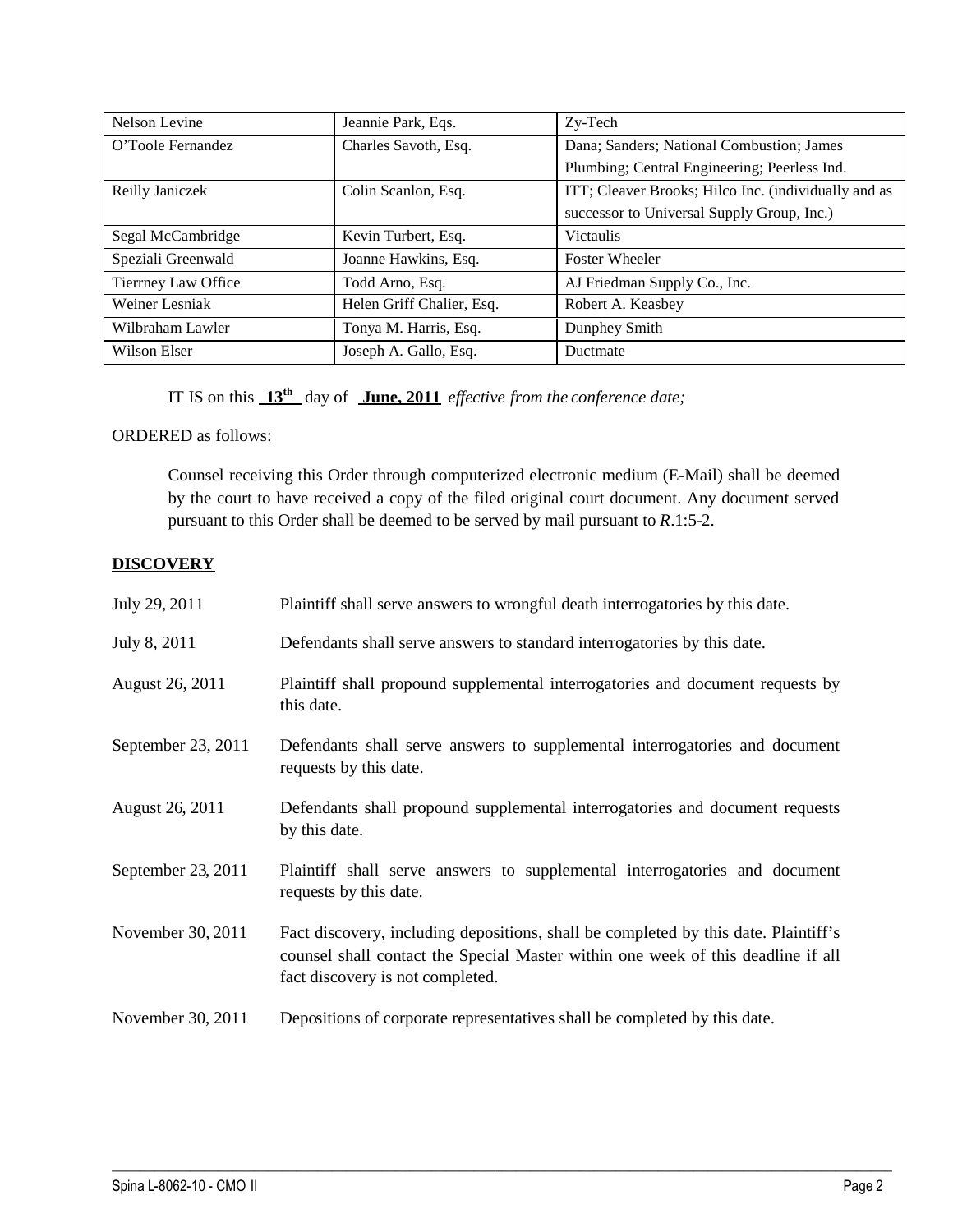| Nelson Levine | Jeannie Park, Eqs. | Zy-Tech |
|---|---|---|
| O'Toole Fernandez | Charles Savoth, Esq. | Dana; Sanders; National Combustion; James Plumbing; Central Engineering; Peerless Ind. |
| Reilly Janiczek | Colin Scanlon, Esq. | ITT; Cleaver Brooks; Hilco Inc. (individually and as successor to Universal Supply Group, Inc.) |
| Segal McCambridge | Kevin Turbert, Esq. | Victaulis |
| Speziali Greenwald | Joanne Hawkins, Esq. | Foster Wheeler |
| Tierrney Law Office | Todd Arno, Esq. | AJ Friedman Supply Co., Inc. |
| Weiner Lesniak | Helen Griff Chalier, Esq. | Robert A. Keasbey |
| Wilbraham Lawler | Tonya M. Harris, Esq. | Dunphey Smith |
| Wilson Elser | Joseph A. Gallo, Esq. | Ductmate |

IT IS on this **13th** day of **June, 2011** *effective from the conference date;*

ORDERED as follows:

Counsel receiving this Order through computerized electronic medium (E-Mail) shall be deemed by the court to have received a copy of the filed original court document. Any document served pursuant to this Order shall be deemed to be served by mail pursuant to *R*.1:5-2.

## DISCOVERY

| | |
|---|---|
| July 29, 2011 | Plaintiff shall serve answers to wrongful death interrogatories by this date. |
| July 8, 2011 | Defendants shall serve answers to standard interrogatories by this date. |
| August 26, 2011 | Plaintiff shall propound supplemental interrogatories and document requests by this date. |
| September 23, 2011 | Defendants shall serve answers to supplemental interrogatories and document requests by this date. |
| August 26, 2011 | Defendants shall propound supplemental interrogatories and document requests by this date. |
| September 23, 2011 | Plaintiff shall serve answers to supplemental interrogatories and document requests by this date. |
| November 30, 2011 | Fact discovery, including depositions, shall be completed by this date. Plaintiff's counsel shall contact the Special Master within one week of this deadline if all fact discovery is not completed. |
| November 30, 2011 | Depositions of corporate representatives shall be completed by this date. |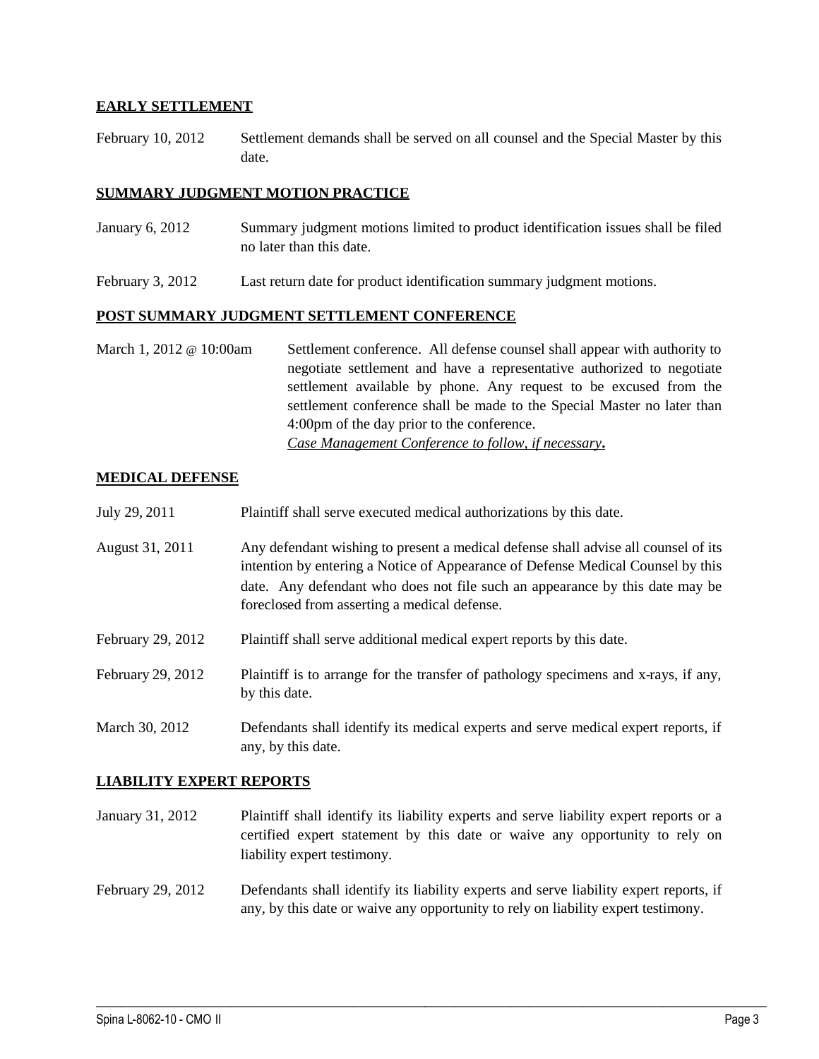**EARLY SETTLEMENT**

February 10, 2012 Settlement demands shall be served on all counsel and the Special Master by this date.

**SUMMARY JUDGMENT MOTION PRACTICE**

January 6, 2012 Summary judgment motions limited to product identification issues shall be filed no later than this date.

February 3, 2012 Last return date for product identification summary judgment motions.

**POST SUMMARY JUDGMENT SETTLEMENT CONFERENCE**

March 1, 2012 @ 10:00am Settlement conference. All defense counsel shall appear with authority to negotiate settlement and have a representative authorized to negotiate settlement available by phone. Any request to be excused from the settlement conference shall be made to the Special Master no later than 4:00pm of the day prior to the conference.
*Case Management Conference to follow, if necessary.*

**MEDICAL DEFENSE**

July 29, 2011 Plaintiff shall serve executed medical authorizations by this date.

August 31, 2011 Any defendant wishing to present a medical defense shall advise all counsel of its intention by entering a Notice of Appearance of Defense Medical Counsel by this date. Any defendant who does not file such an appearance by this date may be foreclosed from asserting a medical defense.

February 29, 2012 Plaintiff shall serve additional medical expert reports by this date.

February 29, 2012 Plaintiff is to arrange for the transfer of pathology specimens and x-rays, if any, by this date.

March 30, 2012 Defendants shall identify its medical experts and serve medical expert reports, if any, by this date.

**LIABILITY EXPERT REPORTS**

January 31, 2012 Plaintiff shall identify its liability experts and serve liability expert reports or a certified expert statement by this date or waive any opportunity to rely on liability expert testimony.

February 29, 2012 Defendants shall identify its liability experts and serve liability expert reports, if any, by this date or waive any opportunity to rely on liability expert testimony.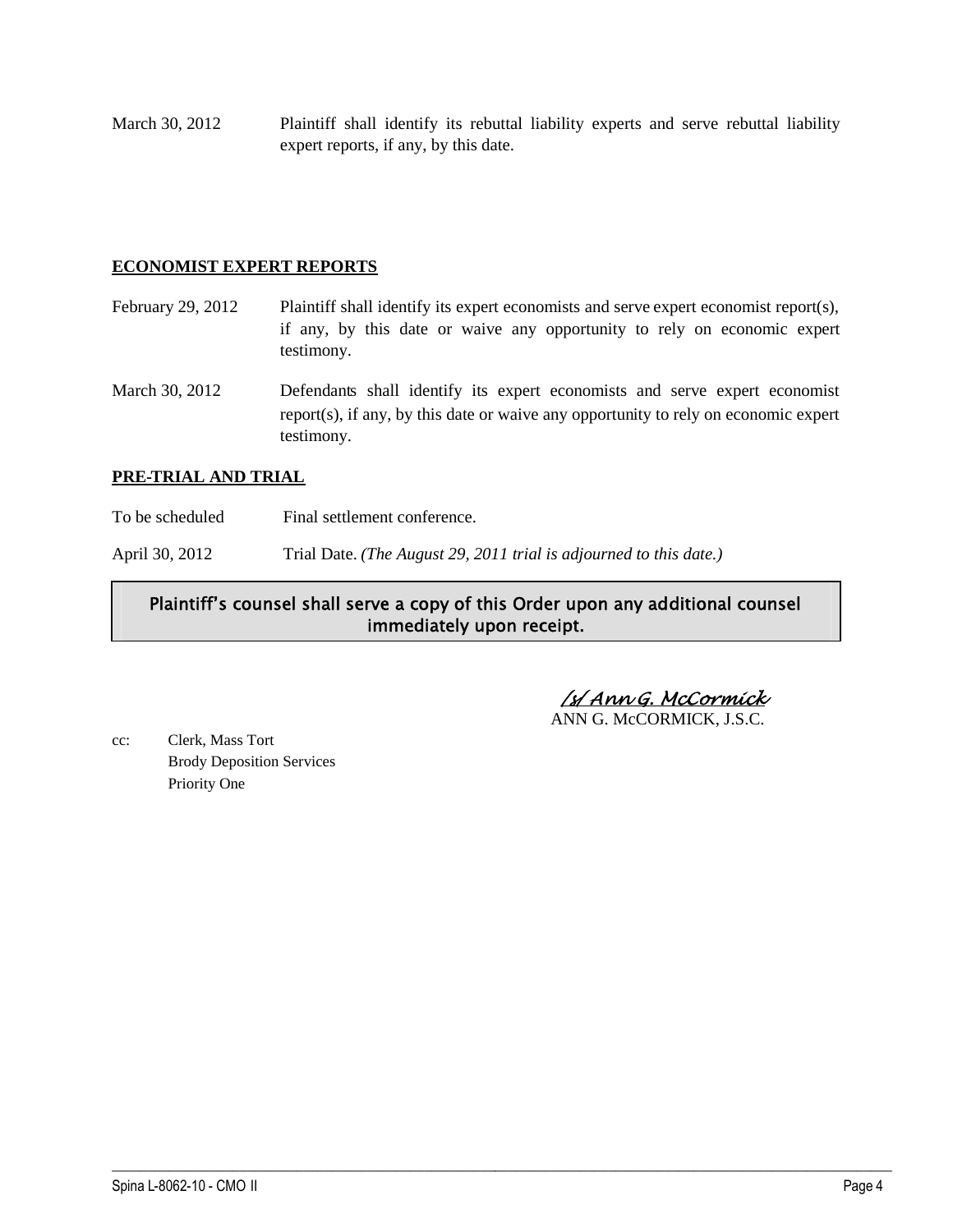| | |
|---|---|
| March 30, 2012 | Plaintiff shall identify its rebuttal liability experts and serve rebuttal liability expert reports, if any, by this date. |

**ECONOMIST EXPERT REPORTS**

| | |
|---|---|
| February 29, 2012 | Plaintiff shall identify its expert economists and serve expert economist report(s), if any, by this date or waive any opportunity to rely on economic expert testimony. |
| March 30, 2012 | Defendants shall identify its expert economists and serve expert economist report(s), if any, by this date or waive any opportunity to rely on economic expert testimony. |

**PRE-TRIAL AND TRIAL**

| | |
|---|---|
| To be scheduled | Final settlement conference. |
| April 30, 2012 | Trial Date. *(The August 29, 2011 trial is adjourned to this date.)* |

**Plaintiff's counsel shall serve a copy of this Order upon any additional counsel immediately upon receipt.**

*/s/ Ann G. McCormick*
ANN G. McCORMICK, J.S.C.

cc: Clerk, Mass Tort
Brody Deposition Services
Priority One